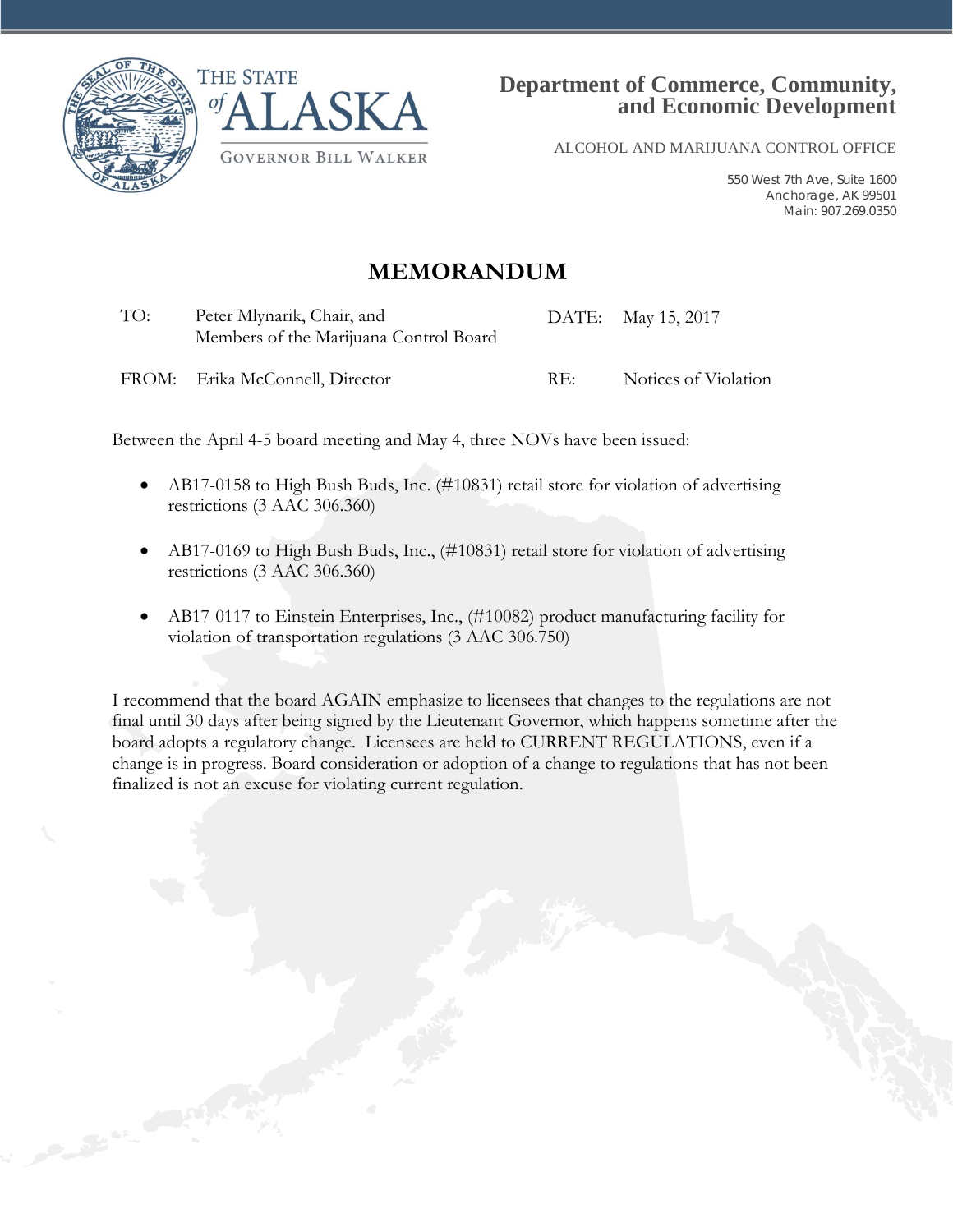THE STATE of ALASKA

GOVERNOR BILL WALKER

**Department of Commerce, Community, and Economic Development**

ALCOHOL AND MARIJUANA CONTROL OFFICE

550 West 7th Ave, Suite 1600
Anchorage, AK 99501
Main: 907.269.0350

# MEMORANDUM

| | | | |
|---|---|---|---|
| TO: | Peter Mlynarik, Chair, and Members of the Marijuana Control Board | DATE: | May 15, 2017 |
| FROM: | Erika McConnell, Director | RE: | Notices of Violation |

Between the April 4-5 board meeting and May 4, three NOVs have been issued:

- AB17-0158 to High Bush Buds, Inc. (#10831) retail store for violation of advertising restrictions (3 AAC 306.360)
- AB17-0169 to High Bush Buds, Inc., (#10831) retail store for violation of advertising restrictions (3 AAC 306.360)
- AB17-0117 to Einstein Enterprises, Inc., (#10082) product manufacturing facility for violation of transportation regulations (3 AAC 306.750)

I recommend that the board AGAIN emphasize to licensees that changes to the regulations are not final until 30 days after being signed by the Lieutenant Governor, which happens sometime after the board adopts a regulatory change. Licensees are held to CURRENT REGULATIONS, even if a change is in progress. Board consideration or adoption of a change to regulations that has not been finalized is not an excuse for violating current regulation.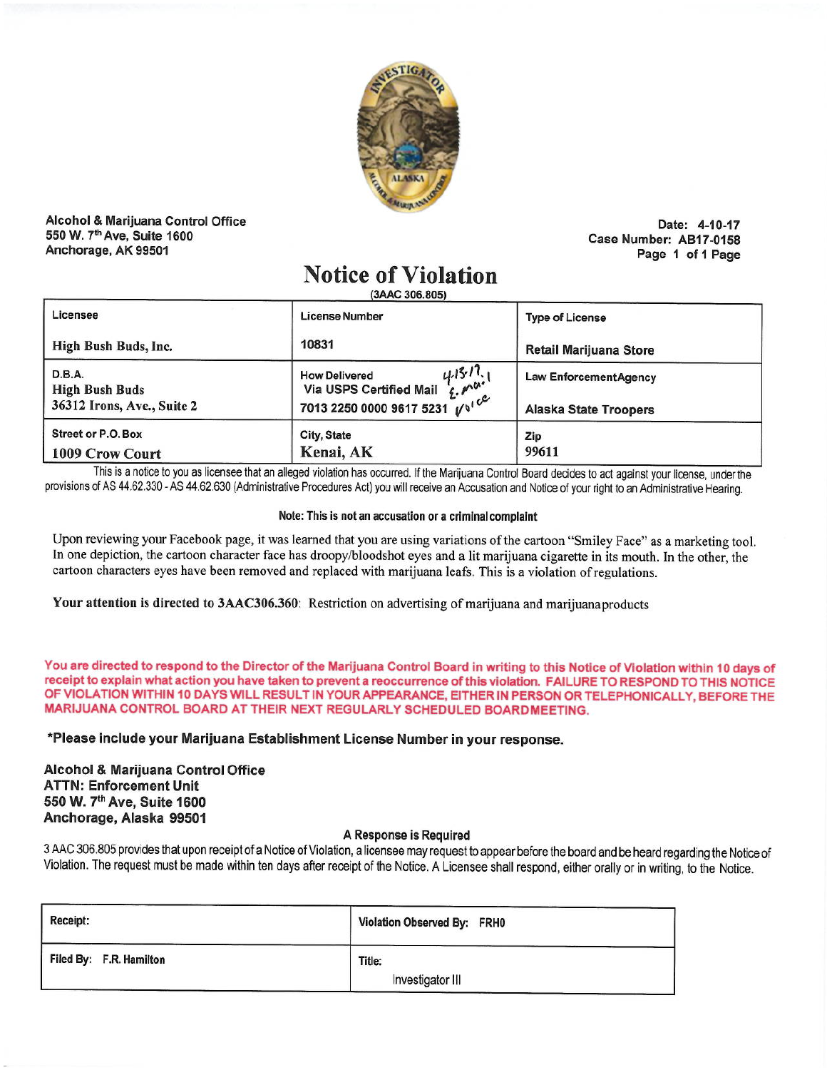Alcohol & Marijuana Control Office
550 W. 7th Ave, Suite 1600
Anchorage, AK 99501

Date: 4-10-17
Case Number: AB17-0158
Page 1 of 1 Page

# Notice of Violation

(3AAC 306.805)

| Licensee<br>High Bush Buds, Inc. | License Number<br>10831 | Type of License<br>Retail Marijuana Store |
|---|---|---|
| D.B.A.<br>High Bush Buds<br>36312 Irons, Ave., Suite 2 | How Delivered 4-13-17<br>Via USPS Certified Mail E-mail<br>7013 2250 0000 9617 5231 Voice | Law Enforcement Agency<br>Alaska State Troopers |
| Street or P.O. Box<br>1009 Crow Court | City, State<br>Kenai, AK | Zip<br>99611 |

This is a notice to you as licensee that an alleged violation has occurred. If the Marijuana Control Board decides to act against your license, under the provisions of AS 44.62.330 - AS 44.62.630 (Administrative Procedures Act) you will receive an Accusation and Notice of your right to an Administrative Hearing.

**Note: This is not an accusation or a criminal complaint**

Upon reviewing your Facebook page, it was learned that you are using variations of the cartoon "Smiley Face" as a marketing tool. In one depiction, the cartoon character face has droopy/bloodshot eyes and a lit marijuana cigarette in its mouth. In the other, the cartoon characters eyes have been removed and replaced with marijuana leafs. This is a violation of regulations.

**Your attention is directed to 3AAC306.360**: Restriction on advertising of marijuana and marijuana products

**You are directed to respond to the Director of the Marijuana Control Board in writing to this Notice of Violation within 10 days of receipt to explain what action you have taken to prevent a reoccurrence of this violation. FAILURE TO RESPOND TO THIS NOTICE OF VIOLATION WITHIN 10 DAYS WILL RESULT IN YOUR APPEARANCE, EITHER IN PERSON OR TELEPHONICALLY, BEFORE THE MARIJUANA CONTROL BOARD AT THEIR NEXT REGULARLY SCHEDULED BOARD MEETING.**

**\*Please include your Marijuana Establishment License Number in your response.**

**Alcohol & Marijuana Control Office**
**ATTN: Enforcement Unit**
**550 W. 7th Ave, Suite 1600**
**Anchorage, Alaska 99501**

**A Response is Required**

3 AAC 306.805 provides that upon receipt of a Notice of Violation, a licensee may request to appear before the board and be heard regarding the Notice of Violation. The request must be made within ten days after receipt of the Notice. A Licensee shall respond, either orally or in writing, to the Notice.

| Receipt: | Violation Observed By: FRH0 |
|---|---|
| Filed By: F.R. Hamilton | Title:<br>Investigator III |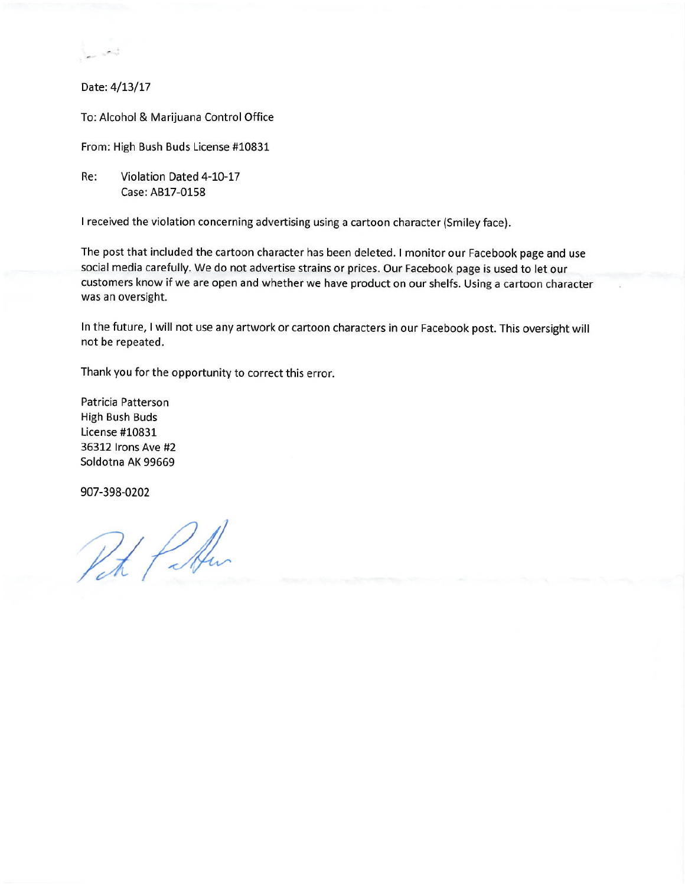Date: 4/13/17

To: Alcohol & Marijuana Control Office

From: High Bush Buds License #10831

Re: Violation Dated 4-10-17
Case: AB17-0158

I received the violation concerning advertising using a cartoon character (Smiley face).

The post that included the cartoon character has been deleted. I monitor our Facebook page and use social media carefully. We do not advertise strains or prices. Our Facebook page is used to let our customers know if we are open and whether we have product on our shelves. Using a cartoon character was an oversight.

In the future, I will not use any artwork or cartoon characters in our Facebook post. This oversight will not be repeated.

Thank you for the opportunity to correct this error.

Patricia Patterson
High Bush Buds
License #10831
36312 Irons Ave #2
Soldotna AK 99669

907-398-0202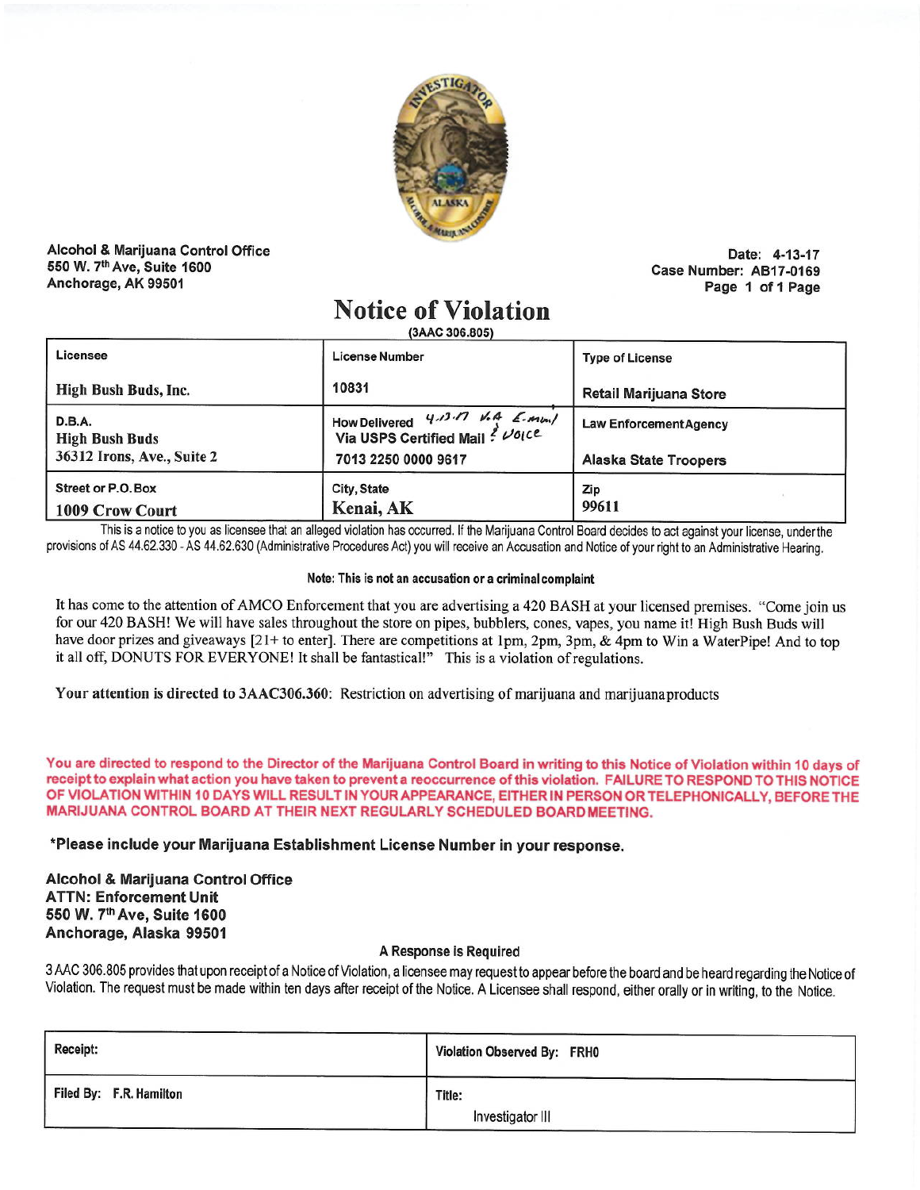Alcohol & Marijuana Control Office
550 W. 7th Ave, Suite 1600
Anchorage, AK 99501

Date: 4-13-17
Case Number: AB17-0169
Page 1 of 1 Page

# Notice of Violation

(3AAC 306.805)

| Licensee | License Number | Type of License |
|---|---|---|
| High Bush Buds, Inc. | 10831 | Retail Marijuana Store |
| D.B.A. High Bush Buds 36312 Irons, Ave., Suite 2 | How Delivered 4-13-17 via E-mail & Voice Via USPS Certified Mail 7013 2250 0000 9617 | Law Enforcement Agency Alaska State Troopers |
| Street or P.O. Box 1009 Crow Court | City, State Kenai, AK | Zip 99611 |

This is a notice to you as licensee that an alleged violation has occurred. If the Marijuana Control Board decides to act against your license, under the provisions of AS 44.62.330 - AS 44.62.630 (Administrative Procedures Act) you will receive an Accusation and Notice of your right to an Administrative Hearing.

**Note: This is not an accusation or a criminal complaint**

It has come to the attention of AMCO Enforcement that you are advertising a 420 BASH at your licensed premises. "Come join us for our 420 BASH! We will have sales throughout the store on pipes, bubblers, cones, vapes, you name it! High Bush Buds will have door prizes and giveaways [21+ to enter]. There are competitions at 1pm, 2pm, 3pm, & 4pm to Win a WaterPipe! And to top it all off, DONUTS FOR EVERYONE! It shall be fantastical!" This is a violation of regulations.

Your attention is directed to 3AAC306.360: Restriction on advertising of marijuana and marijuana products

**You are directed to respond to the Director of the Marijuana Control Board in writing to this Notice of Violation within 10 days of receipt to explain what action you have taken to prevent a reoccurrence of this violation. FAILURE TO RESPOND TO THIS NOTICE OF VIOLATION WITHIN 10 DAYS WILL RESULT IN YOUR APPEARANCE, EITHER IN PERSON OR TELEPHONICALLY, BEFORE THE MARIJUANA CONTROL BOARD AT THEIR NEXT REGULARLY SCHEDULED BOARD MEETING.**

**\*Please include your Marijuana Establishment License Number in your response.**

**Alcohol & Marijuana Control Office**
**ATTN: Enforcement Unit**
**550 W. 7th Ave, Suite 1600**
**Anchorage, Alaska 99501**

**A Response is Required**

3 AAC 306.805 provides that upon receipt of a Notice of Violation, a licensee may request to appear before the board and be heard regarding the Notice of Violation. The request must be made within ten days after receipt of the Notice. A Licensee shall respond, either orally or in writing, to the Notice.

| Receipt: | Violation Observed By: FRH0 |
|---|---|
| Filed By: F.R. Hamilton | Title: Investigator III |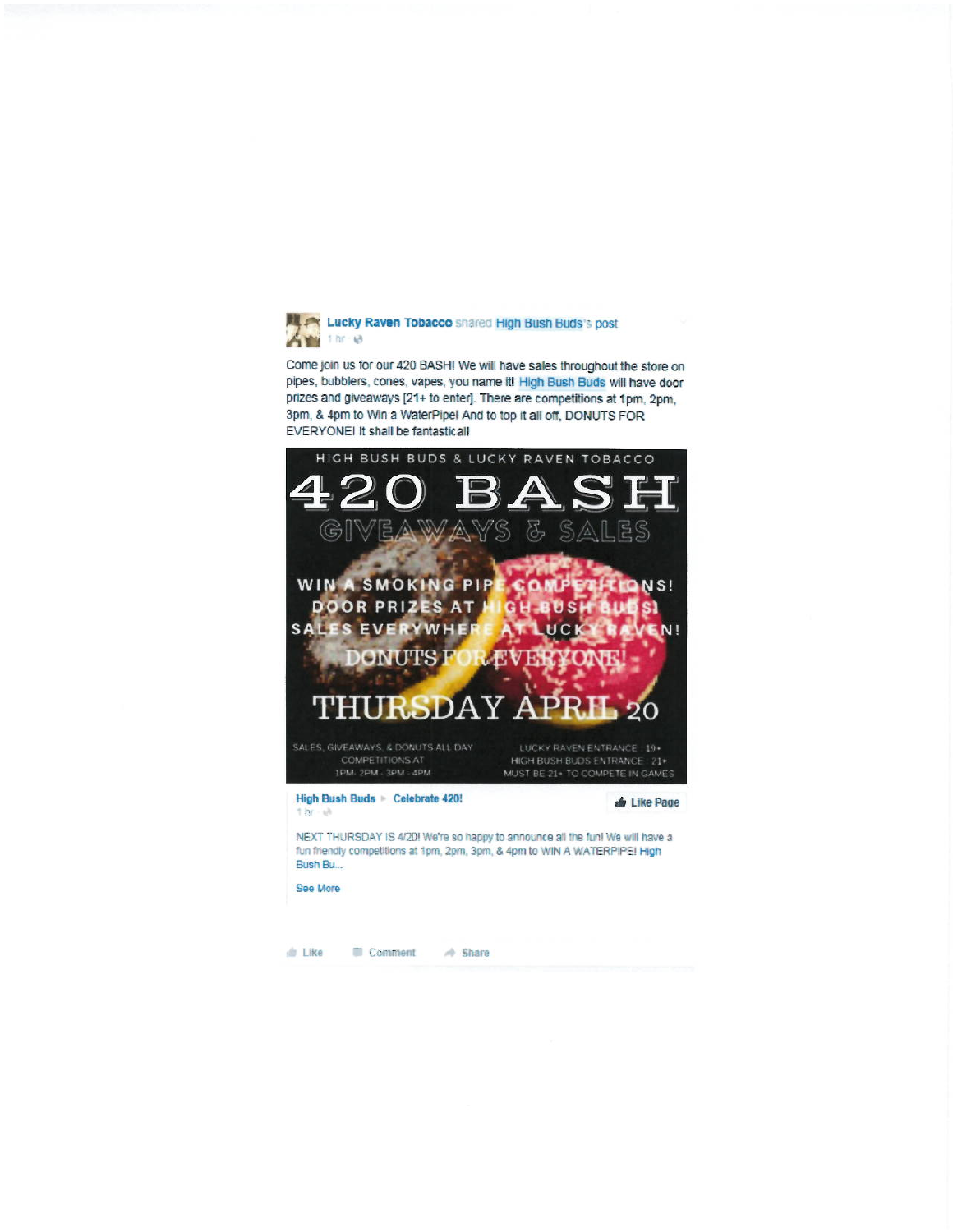**Lucky Raven Tobacco** shared **High Bush Buds**'s post
1 hr

Come join us for our 420 BASH! We will have sales throughout the store on pipes, bubblers, cones, vapes, you name it! High Bush Buds will have door prizes and giveaways [21+ to enter]. There are competitions at 1pm, 2pm, 3pm, & 4pm to Win a WaterPipe! And to top it all off, DONUTS FOR EVERYONE! It shall be fantastical!

HIGH BUSH BUDS & LUCKY RAVEN TOBACCO

# 420 BASH

## GIVEAWAYS & SALES

WIN A SMOKING PIPE COMPETITIONS!
DOOR PRIZES AT HIGH BUSH BUDS!
SALES EVERYWHERE AT LUCKY RAVEN!
DONUTS FOR EVERYONE!

## THURSDAY APRIL 20

SALES, GIVEAWAYS, & DONUTS ALL DAY
COMPETITIONS AT
1PM - 2PM - 3PM - 4PM

LUCKY RAVEN ENTRANCE : 19+
HIGH BUSH BUDS ENTRANCE : 21+
MUST BE 21+ TO COMPETE IN GAMES

**High Bush Buds** ▸ **Celebrate 420!**
1 hr

Like Page

NEXT THURSDAY IS 4/20! We're so happy to announce all the fun! We will have a fun friendly competitions at 1pm, 2pm, 3pm, & 4pm to WIN A WATERPIPE! High Bush Bu...

See More

Like Comment Share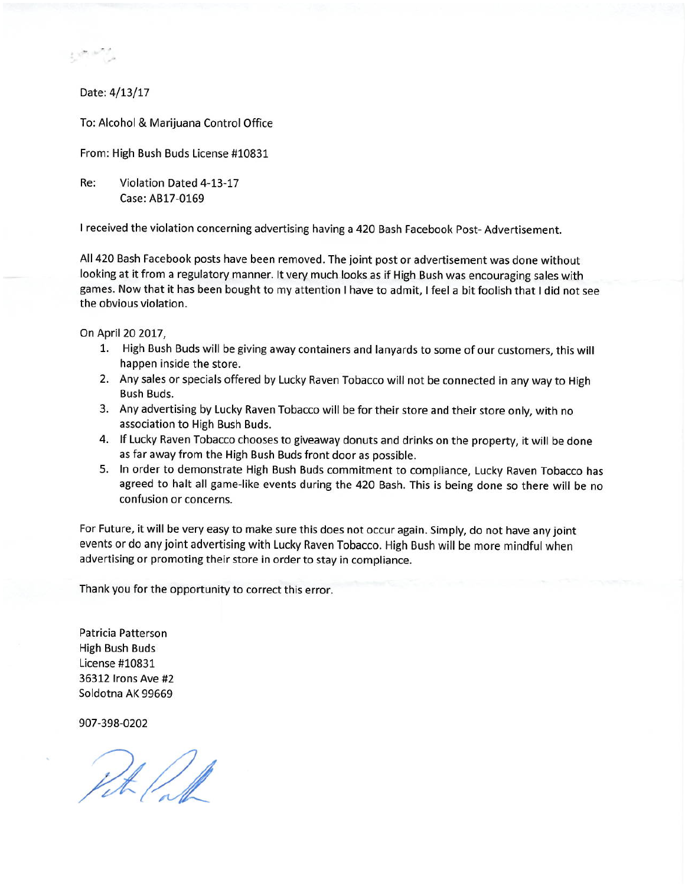Date: 4/13/17

To: Alcohol & Marijuana Control Office

From: High Bush Buds License #10831

Re: Violation Dated 4-13-17
Case: AB17-0169

I received the violation concerning advertising having a 420 Bash Facebook Post- Advertisement.

All 420 Bash Facebook posts have been removed. The joint post or advertisement was done without looking at it from a regulatory manner. It very much looks as if High Bush was encouraging sales with games. Now that it has been bought to my attention I have to admit, I feel a bit foolish that I did not see the obvious violation.

On April 20 2017,

1. High Bush Buds will be giving away containers and lanyards to some of our customers, this will happen inside the store.
2. Any sales or specials offered by Lucky Raven Tobacco will not be connected in any way to High Bush Buds.
3. Any advertising by Lucky Raven Tobacco will be for their store and their store only, with no association to High Bush Buds.
4. If Lucky Raven Tobacco chooses to giveaway donuts and drinks on the property, it will be done as far away from the High Bush Buds front door as possible.
5. In order to demonstrate High Bush Buds commitment to compliance, Lucky Raven Tobacco has agreed to halt all game-like events during the 420 Bash. This is being done so there will be no confusion or concerns.

For Future, it will be very easy to make sure this does not occur again. Simply, do not have any joint events or do any joint advertising with Lucky Raven Tobacco. High Bush will be more mindful when advertising or promoting their store in order to stay in compliance.

Thank you for the opportunity to correct this error.

Patricia Patterson
High Bush Buds
License #10831
36312 Irons Ave #2
Soldotna AK 99669

907-398-0202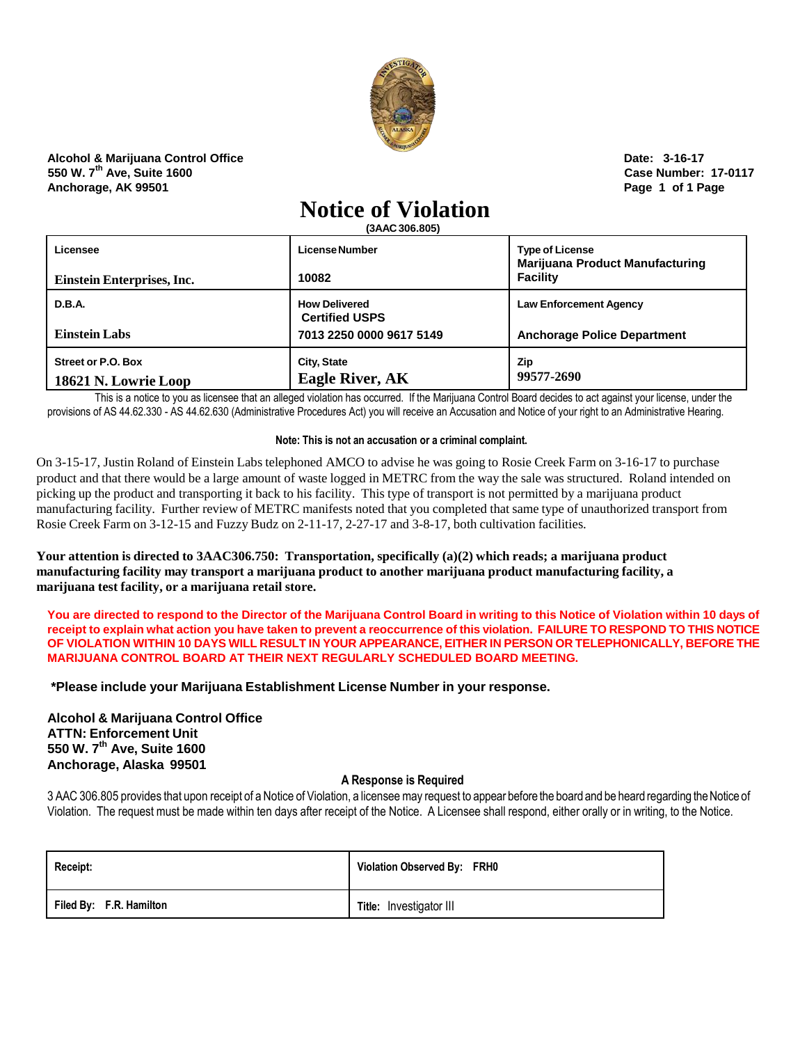**Alcohol & Marijuana Control Office**
**550 W. 7th Ave, Suite 1600**
**Anchorage, AK 99501**

**Date: 3-16-17**
**Case Number: 17-0117**
**Page 1 of 1 Page**

# Notice of Violation

**(3AAC 306.805)**

| Licensee<br>**Einstein Enterprises, Inc.** | License Number<br>**10082** | Type of License<br>**Marijuana Product Manufacturing Facility** |
|---|---|---|
| D.B.A.<br>**Einstein Labs** | How Delivered<br>**Certified USPS**<br>**7013 2250 0000 9617 5149** | Law Enforcement Agency<br>**Anchorage Police Department** |
| Street or P.O. Box<br>**18621 N. Lowrie Loop** | City, State<br>**Eagle River, AK** | Zip<br>**99577-2690** |

This is a notice to you as licensee that an alleged violation has occurred. If the Marijuana Control Board decides to act against your license, under the provisions of AS 44.62.330 - AS 44.62.630 (Administrative Procedures Act) you will receive an Accusation and Notice of your right to an Administrative Hearing.

**Note: This is not an accusation or a criminal complaint.**

On 3-15-17, Justin Roland of Einstein Labs telephoned AMCO to advise he was going to Rosie Creek Farm on 3-16-17 to purchase product and that there would be a large amount of waste logged in METRC from the way the sale was structured. Roland intended on picking up the product and transporting it back to his facility. This type of transport is not permitted by a marijuana product manufacturing facility. Further review of METRC manifests noted that you completed that same type of unauthorized transport from Rosie Creek Farm on 3-12-15 and Fuzzy Budz on 2-11-17, 2-27-17 and 3-8-17, both cultivation facilities.

**Your attention is directed to 3AAC306.750: Transportation, specifically (a)(2) which reads; a marijuana product manufacturing facility may transport a marijuana product to another marijuana product manufacturing facility, a marijuana test facility, or a marijuana retail store.**

**You are directed to respond to the Director of the Marijuana Control Board in writing to this Notice of Violation within 10 days of receipt to explain what action you have taken to prevent a reoccurrence of this violation. FAILURE TO RESPOND TO THIS NOTICE OF VIOLATION WITHIN 10 DAYS WILL RESULT IN YOUR APPEARANCE, EITHER IN PERSON OR TELEPHONICALLY, BEFORE THE MARIJUANA CONTROL BOARD AT THEIR NEXT REGULARLY SCHEDULED BOARD MEETING.**

**\*Please include your Marijuana Establishment License Number in your response.**

**Alcohol & Marijuana Control Office**
**ATTN: Enforcement Unit**
**550 W. 7th Ave, Suite 1600**
**Anchorage, Alaska 99501**

**A Response is Required**

3 AAC 306.805 provides that upon receipt of a Notice of Violation, a licensee may request to appear before the board and be heard regarding the Notice of Violation. The request must be made within ten days after receipt of the Notice. A Licensee shall respond, either orally or in writing, to the Notice.

| Receipt: | Violation Observed By: FRH0 |
|---|---|
| Filed By: F.R. Hamilton | Title: Investigator III |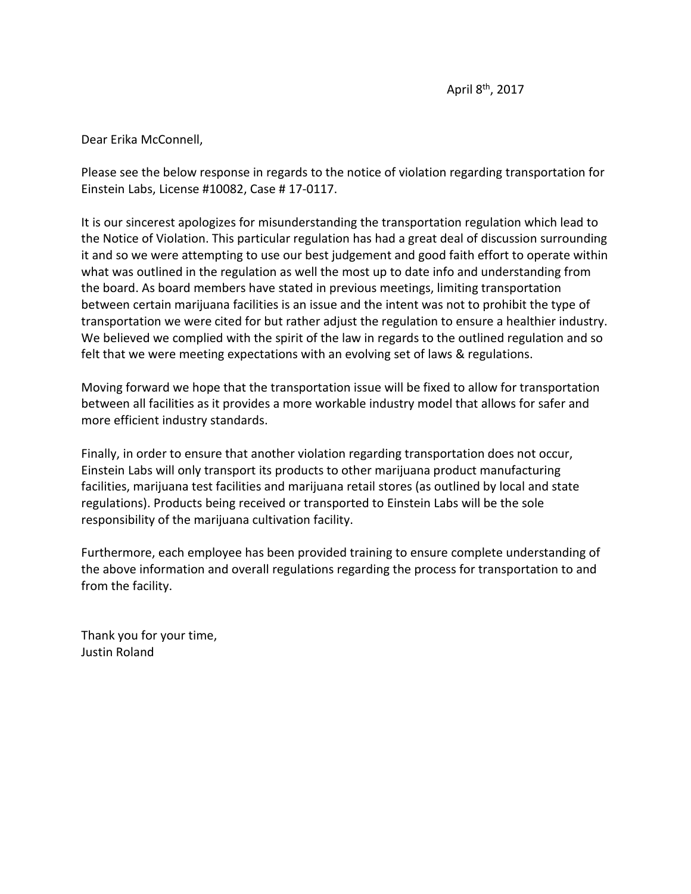April 8th, 2017

Dear Erika McConnell,

Please see the below response in regards to the notice of violation regarding transportation for Einstein Labs, License #10082, Case # 17-0117.

It is our sincerest apologizes for misunderstanding the transportation regulation which lead to the Notice of Violation. This particular regulation has had a great deal of discussion surrounding it and so we were attempting to use our best judgement and good faith effort to operate within what was outlined in the regulation as well the most up to date info and understanding from the board. As board members have stated in previous meetings, limiting transportation between certain marijuana facilities is an issue and the intent was not to prohibit the type of transportation we were cited for but rather adjust the regulation to ensure a healthier industry. We believed we complied with the spirit of the law in regards to the outlined regulation and so felt that we were meeting expectations with an evolving set of laws & regulations.

Moving forward we hope that the transportation issue will be fixed to allow for transportation between all facilities as it provides a more workable industry model that allows for safer and more efficient industry standards.

Finally, in order to ensure that another violation regarding transportation does not occur, Einstein Labs will only transport its products to other marijuana product manufacturing facilities, marijuana test facilities and marijuana retail stores (as outlined by local and state regulations). Products being received or transported to Einstein Labs will be the sole responsibility of the marijuana cultivation facility.

Furthermore, each employee has been provided training to ensure complete understanding of the above information and overall regulations regarding the process for transportation to and from the facility.

Thank you for your time,  
Justin Roland